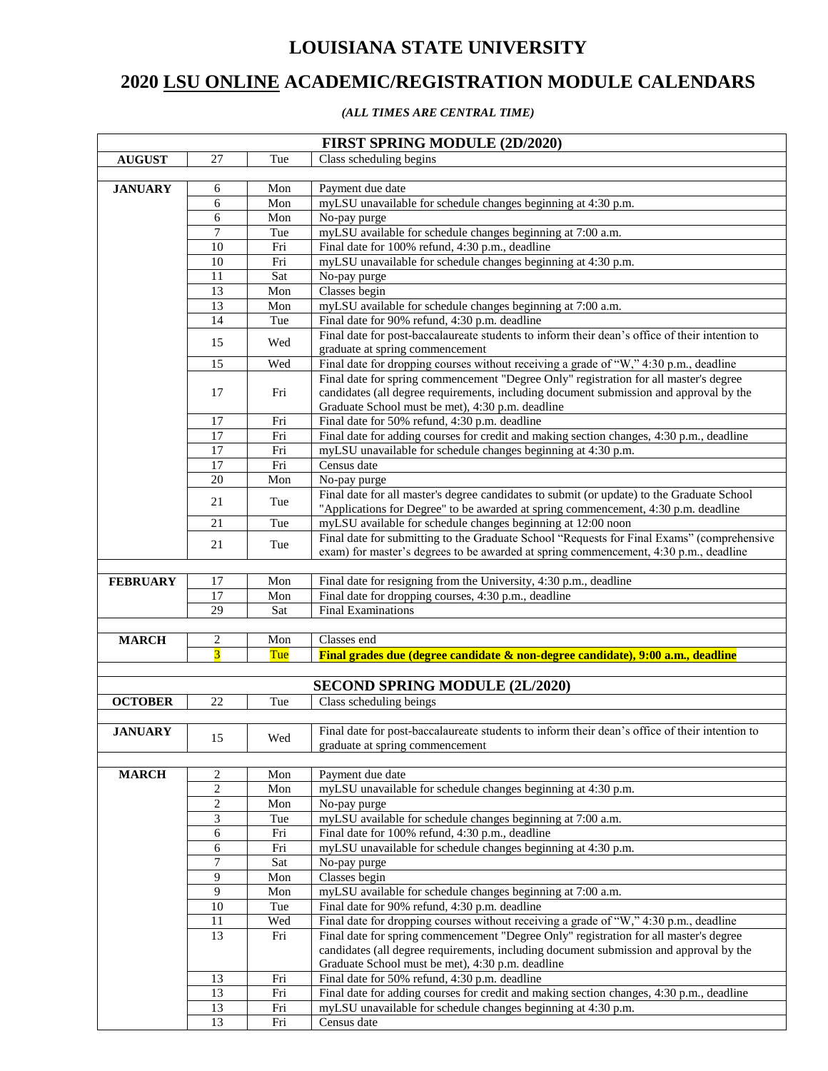# LOUISIANA STATE UNIVERSITY

# 2020 LSU ONLINE ACADEMIC/REGISTRATION MODULE CALENDARS

*(ALL TIMES ARE CENTRAL TIME)*

| FIRST SPRING MODULE (2D/2020) | | | |
|---|---|---|---|
| **AUGUST** | 27 | Tue | Class scheduling begins |
| | | | |
| **JANUARY** | 6 | Mon | Payment due date |
| | 6 | Mon | myLSU unavailable for schedule changes beginning at 4:30 p.m. |
| | 6 | Mon | No-pay purge |
| | 7 | Tue | myLSU available for schedule changes beginning at 7:00 a.m. |
| | 10 | Fri | Final date for 100% refund, 4:30 p.m., deadline |
| | 10 | Fri | myLSU unavailable for schedule changes beginning at 4:30 p.m. |
| | 11 | Sat | No-pay purge |
| | 13 | Mon | Classes begin |
| | 13 | Mon | myLSU available for schedule changes beginning at 7:00 a.m. |
| | 14 | Tue | Final date for 90% refund, 4:30 p.m. deadline |
| | 15 | Wed | Final date for post-baccalaureate students to inform their dean's office of their intention to graduate at spring commencement |
| | 15 | Wed | Final date for dropping courses without receiving a grade of "W," 4:30 p.m., deadline |
| | 17 | Fri | Final date for spring commencement "Degree Only" registration for all master's degree candidates (all degree requirements, including document submission and approval by the Graduate School must be met), 4:30 p.m. deadline |
| | 17 | Fri | Final date for 50% refund, 4:30 p.m. deadline |
| | 17 | Fri | Final date for adding courses for credit and making section changes, 4:30 p.m., deadline |
| | 17 | Fri | myLSU unavailable for schedule changes beginning at 4:30 p.m. |
| | 17 | Fri | Census date |
| | 20 | Mon | No-pay purge |
| | 21 | Tue | Final date for all master's degree candidates to submit (or update) to the Graduate School "Applications for Degree" to be awarded at spring commencement, 4:30 p.m. deadline |
| | 21 | Tue | myLSU available for schedule changes beginning at 12:00 noon |
| | 21 | Tue | Final date for submitting to the Graduate School "Requests for Final Exams" (comprehensive exam) for master's degrees to be awarded at spring commencement, 4:30 p.m., deadline |
| | | | |
| **FEBRUARY** | 17 | Mon | Final date for resigning from the University, 4:30 p.m., deadline |
| | 17 | Mon | Final date for dropping courses, 4:30 p.m., deadline |
| | 29 | Sat | Final Examinations |
| | | | |
| **MARCH** | 2 | Mon | Classes end |
| | 3 | Tue | **Final grades due (degree candidate & non-degree candidate), 9:00 a.m., deadline** |
| | | | |
| **SECOND SPRING MODULE (2L/2020)** | | | |
| **OCTOBER** | 22 | Tue | Class scheduling beings |
| | | | |
| **JANUARY** | 15 | Wed | Final date for post-baccalaureate students to inform their dean's office of their intention to graduate at spring commencement |
| | | | |
| **MARCH** | 2 | Mon | Payment due date |
| | 2 | Mon | myLSU unavailable for schedule changes beginning at 4:30 p.m. |
| | 2 | Mon | No-pay purge |
| | 3 | Tue | myLSU available for schedule changes beginning at 7:00 a.m. |
| | 6 | Fri | Final date for 100% refund, 4:30 p.m., deadline |
| | 6 | Fri | myLSU unavailable for schedule changes beginning at 4:30 p.m. |
| | 7 | Sat | No-pay purge |
| | 9 | Mon | Classes begin |
| | 9 | Mon | myLSU available for schedule changes beginning at 7:00 a.m. |
| | 10 | Tue | Final date for 90% refund, 4:30 p.m. deadline |
| | 11 | Wed | Final date for dropping courses without receiving a grade of "W," 4:30 p.m., deadline |
| | 13 | Fri | Final date for spring commencement "Degree Only" registration for all master's degree candidates (all degree requirements, including document submission and approval by the Graduate School must be met), 4:30 p.m. deadline |
| | 13 | Fri | Final date for 50% refund, 4:30 p.m. deadline |
| | 13 | Fri | Final date for adding courses for credit and making section changes, 4:30 p.m., deadline |
| | 13 | Fri | myLSU unavailable for schedule changes beginning at 4:30 p.m. |
| | 13 | Fri | Census date |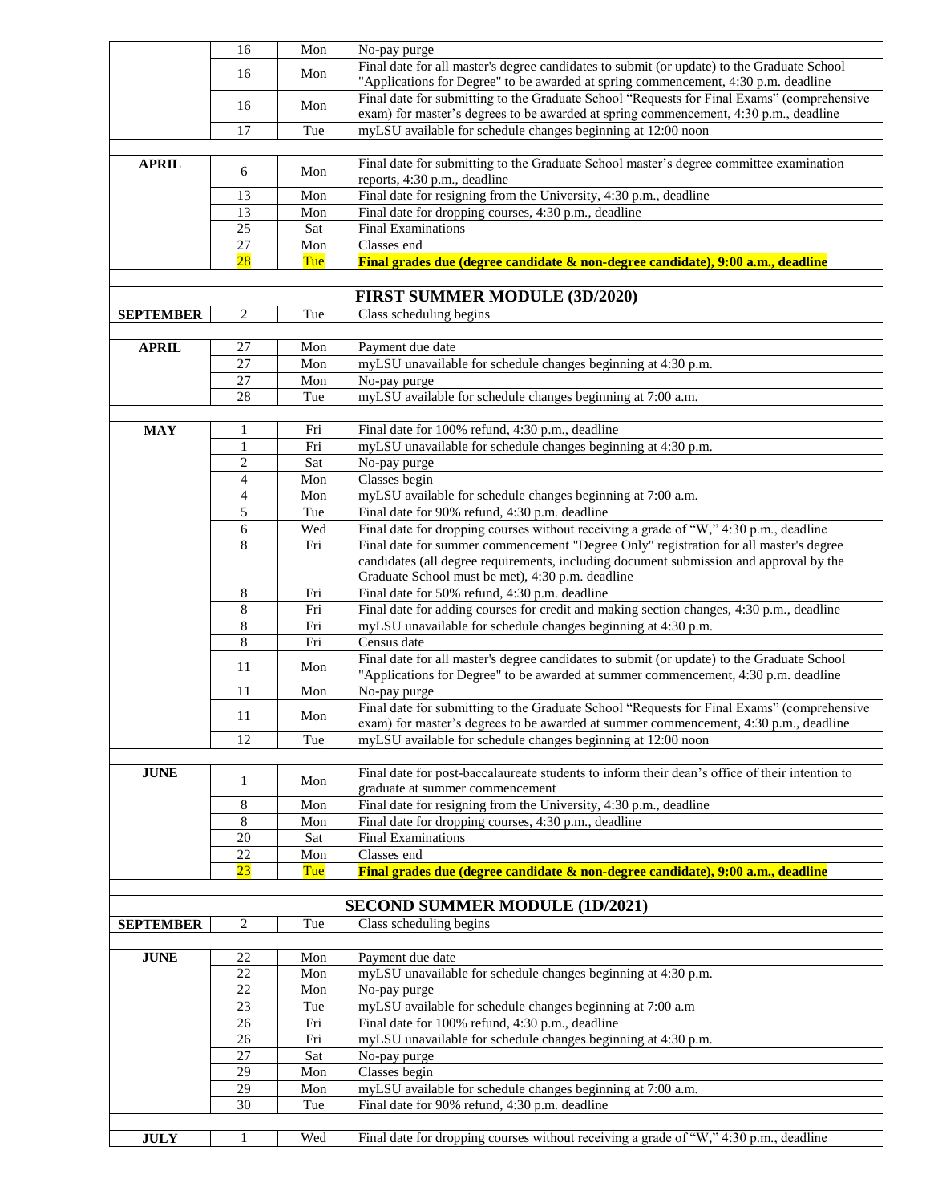| | | | |
|---|---|---|---|
| | 16 | Mon | No-pay purge |
| | 16 | Mon | Final date for all master's degree candidates to submit (or update) to the Graduate School "Applications for Degree" to be awarded at spring commencement, 4:30 p.m. deadline |
| | 16 | Mon | Final date for submitting to the Graduate School "Requests for Final Exams" (comprehensive exam) for master's degrees to be awarded at spring commencement, 4:30 p.m., deadline |
| | 17 | Tue | myLSU available for schedule changes beginning at 12:00 noon |
| | | | |
| **APRIL** | 6 | Mon | Final date for submitting to the Graduate School master's degree committee examination reports, 4:30 p.m., deadline |
| | 13 | Mon | Final date for resigning from the University, 4:30 p.m., deadline |
| | 13 | Mon | Final date for dropping courses, 4:30 p.m., deadline |
| | 25 | Sat | Final Examinations |
| | 27 | Mon | Classes end |
| | 28 | Tue | **Final grades due (degree candidate & non-degree candidate), 9:00 a.m., deadline** |
| | | | |
| | | | **FIRST SUMMER MODULE (3D/2020)** |
| **SEPTEMBER** | 2 | Tue | Class scheduling begins |
| | | | |
| **APRIL** | 27 | Mon | Payment due date |
| | 27 | Mon | myLSU unavailable for schedule changes beginning at 4:30 p.m. |
| | 27 | Mon | No-pay purge |
| | 28 | Tue | myLSU available for schedule changes beginning at 7:00 a.m. |
| | | | |
| **MAY** | 1 | Fri | Final date for 100% refund, 4:30 p.m., deadline |
| | 1 | Fri | myLSU unavailable for schedule changes beginning at 4:30 p.m. |
| | 2 | Sat | No-pay purge |
| | 4 | Mon | Classes begin |
| | 4 | Mon | myLSU available for schedule changes beginning at 7:00 a.m. |
| | 5 | Tue | Final date for 90% refund, 4:30 p.m. deadline |
| | 6 | Wed | Final date for dropping courses without receiving a grade of "W," 4:30 p.m., deadline |
| | 8 | Fri | Final date for summer commencement "Degree Only" registration for all master's degree candidates (all degree requirements, including document submission and approval by the Graduate School must be met), 4:30 p.m. deadline |
| | 8 | Fri | Final date for 50% refund, 4:30 p.m. deadline |
| | 8 | Fri | Final date for adding courses for credit and making section changes, 4:30 p.m., deadline |
| | 8 | Fri | myLSU unavailable for schedule changes beginning at 4:30 p.m. |
| | 8 | Fri | Census date |
| | 11 | Mon | Final date for all master's degree candidates to submit (or update) to the Graduate School "Applications for Degree" to be awarded at summer commencement, 4:30 p.m. deadline |
| | 11 | Mon | No-pay purge |
| | 11 | Mon | Final date for submitting to the Graduate School "Requests for Final Exams" (comprehensive exam) for master's degrees to be awarded at summer commencement, 4:30 p.m., deadline |
| | 12 | Tue | myLSU available for schedule changes beginning at 12:00 noon |
| | | | |
| **JUNE** | 1 | Mon | Final date for post-baccalaureate students to inform their dean's office of their intention to graduate at summer commencement |
| | 8 | Mon | Final date for resigning from the University, 4:30 p.m., deadline |
| | 8 | Mon | Final date for dropping courses, 4:30 p.m., deadline |
| | 20 | Sat | Final Examinations |
| | 22 | Mon | Classes end |
| | 23 | Tue | **Final grades due (degree candidate & non-degree candidate), 9:00 a.m., deadline** |
| | | | |
| | | | **SECOND SUMMER MODULE (1D/2021)** |
| **SEPTEMBER** | 2 | Tue | Class scheduling begins |
| | | | |
| **JUNE** | 22 | Mon | Payment due date |
| | 22 | Mon | myLSU unavailable for schedule changes beginning at 4:30 p.m. |
| | 22 | Mon | No-pay purge |
| | 23 | Tue | myLSU available for schedule changes beginning at 7:00 a.m |
| | 26 | Fri | Final date for 100% refund, 4:30 p.m., deadline |
| | 26 | Fri | myLSU unavailable for schedule changes beginning at 4:30 p.m. |
| | 27 | Sat | No-pay purge |
| | 29 | Mon | Classes begin |
| | 29 | Mon | myLSU available for schedule changes beginning at 7:00 a.m. |
| | 30 | Tue | Final date for 90% refund, 4:30 p.m. deadline |
| | | | |
| **JULY** | 1 | Wed | Final date for dropping courses without receiving a grade of "W," 4:30 p.m., deadline |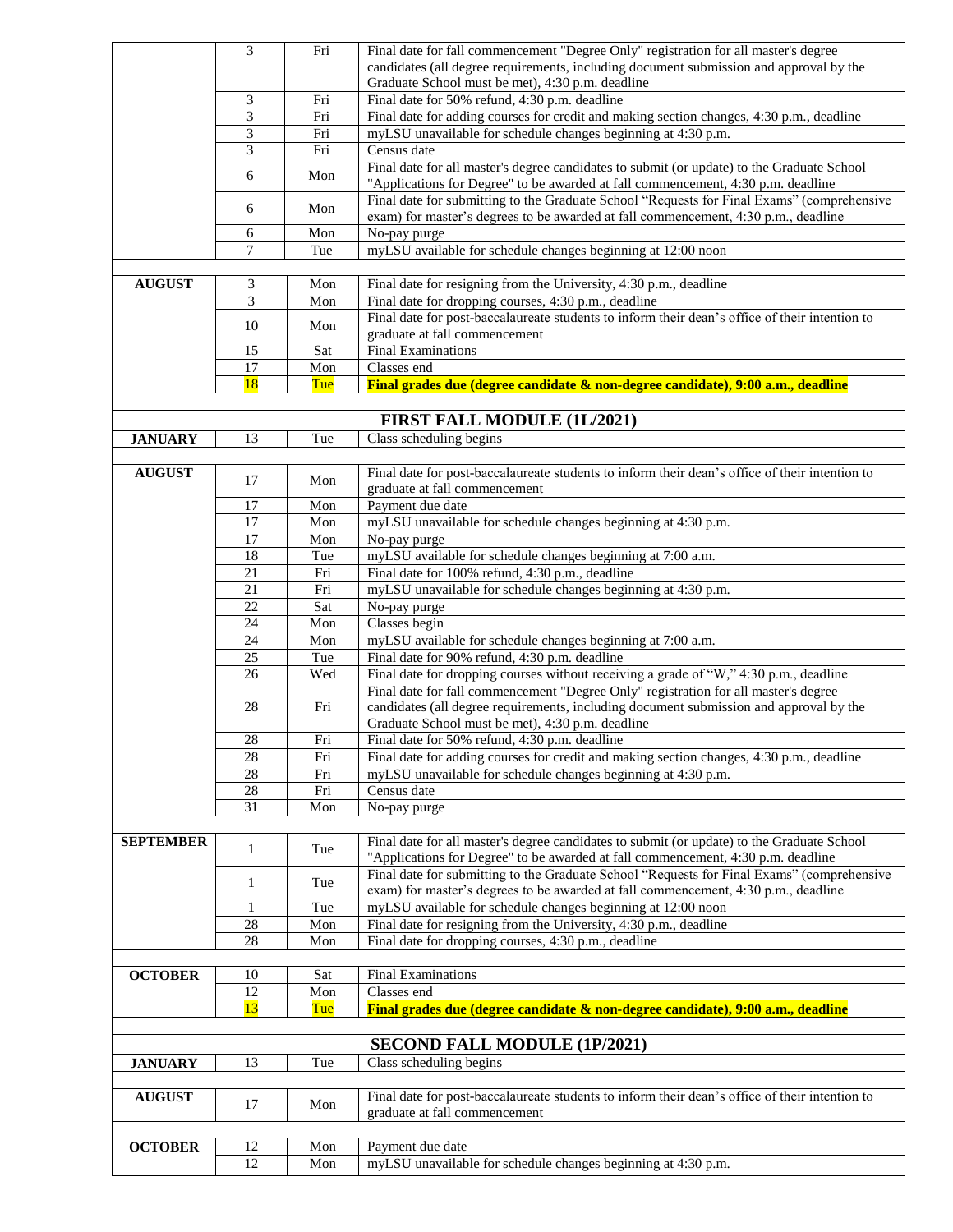| | | | |
|---|---|---|---|
| | 3 | Fri | Final date for fall commencement "Degree Only" registration for all master's degree candidates (all degree requirements, including document submission and approval by the Graduate School must be met), 4:30 p.m. deadline |
| | 3 | Fri | Final date for 50% refund, 4:30 p.m. deadline |
| | 3 | Fri | Final date for adding courses for credit and making section changes, 4:30 p.m., deadline |
| | 3 | Fri | myLSU unavailable for schedule changes beginning at 4:30 p.m. |
| | 3 | Fri | Census date |
| | 6 | Mon | Final date for all master's degree candidates to submit (or update) to the Graduate School "Applications for Degree" to be awarded at fall commencement, 4:30 p.m. deadline |
| | 6 | Mon | Final date for submitting to the Graduate School "Requests for Final Exams" (comprehensive exam) for master's degrees to be awarded at fall commencement, 4:30 p.m., deadline |
| | 6 | Mon | No-pay purge |
| | 7 | Tue | myLSU available for schedule changes beginning at 12:00 noon |
| | | | |
| **AUGUST** | 3 | Mon | Final date for resigning from the University, 4:30 p.m., deadline |
| | 3 | Mon | Final date for dropping courses, 4:30 p.m., deadline |
| | 10 | Mon | Final date for post-baccalaureate students to inform their dean's office of their intention to graduate at fall commencement |
| | 15 | Sat | Final Examinations |
| | 17 | Mon | Classes end |
| | 18 | Tue | **Final grades due (degree candidate & non-degree candidate), 9:00 a.m., deadline** |
| | | | |
| | | | **FIRST FALL MODULE (1L/2021)** |
| **JANUARY** | 13 | Tue | Class scheduling begins |
| | | | |
| **AUGUST** | 17 | Mon | Final date for post-baccalaureate students to inform their dean's office of their intention to graduate at fall commencement |
| | 17 | Mon | Payment due date |
| | 17 | Mon | myLSU unavailable for schedule changes beginning at 4:30 p.m. |
| | 17 | Mon | No-pay purge |
| | 18 | Tue | myLSU available for schedule changes beginning at 7:00 a.m. |
| | 21 | Fri | Final date for 100% refund, 4:30 p.m., deadline |
| | 21 | Fri | myLSU unavailable for schedule changes beginning at 4:30 p.m. |
| | 22 | Sat | No-pay purge |
| | 24 | Mon | Classes begin |
| | 24 | Mon | myLSU available for schedule changes beginning at 7:00 a.m. |
| | 25 | Tue | Final date for 90% refund, 4:30 p.m. deadline |
| | 26 | Wed | Final date for dropping courses without receiving a grade of "W," 4:30 p.m., deadline |
| | 28 | Fri | Final date for fall commencement "Degree Only" registration for all master's degree candidates (all degree requirements, including document submission and approval by the Graduate School must be met), 4:30 p.m. deadline |
| | 28 | Fri | Final date for 50% refund, 4:30 p.m. deadline |
| | 28 | Fri | Final date for adding courses for credit and making section changes, 4:30 p.m., deadline |
| | 28 | Fri | myLSU unavailable for schedule changes beginning at 4:30 p.m. |
| | 28 | Fri | Census date |
| | 31 | Mon | No-pay purge |
| | | | |
| **SEPTEMBER** | 1 | Tue | Final date for all master's degree candidates to submit (or update) to the Graduate School "Applications for Degree" to be awarded at fall commencement, 4:30 p.m. deadline |
| | 1 | Tue | Final date for submitting to the Graduate School "Requests for Final Exams" (comprehensive exam) for master's degrees to be awarded at fall commencement, 4:30 p.m., deadline |
| | 1 | Tue | myLSU available for schedule changes beginning at 12:00 noon |
| | 28 | Mon | Final date for resigning from the University, 4:30 p.m., deadline |
| | 28 | Mon | Final date for dropping courses, 4:30 p.m., deadline |
| | | | |
| **OCTOBER** | 10 | Sat | Final Examinations |
| | 12 | Mon | Classes end |
| | 13 | Tue | **Final grades due (degree candidate & non-degree candidate), 9:00 a.m., deadline** |
| | | | |
| | | | **SECOND FALL MODULE (1P/2021)** |
| **JANUARY** | 13 | Tue | Class scheduling begins |
| | | | |
| **AUGUST** | 17 | Mon | Final date for post-baccalaureate students to inform their dean's office of their intention to graduate at fall commencement |
| | | | |
| **OCTOBER** | 12 | Mon | Payment due date |
| | 12 | Mon | myLSU unavailable for schedule changes beginning at 4:30 p.m. |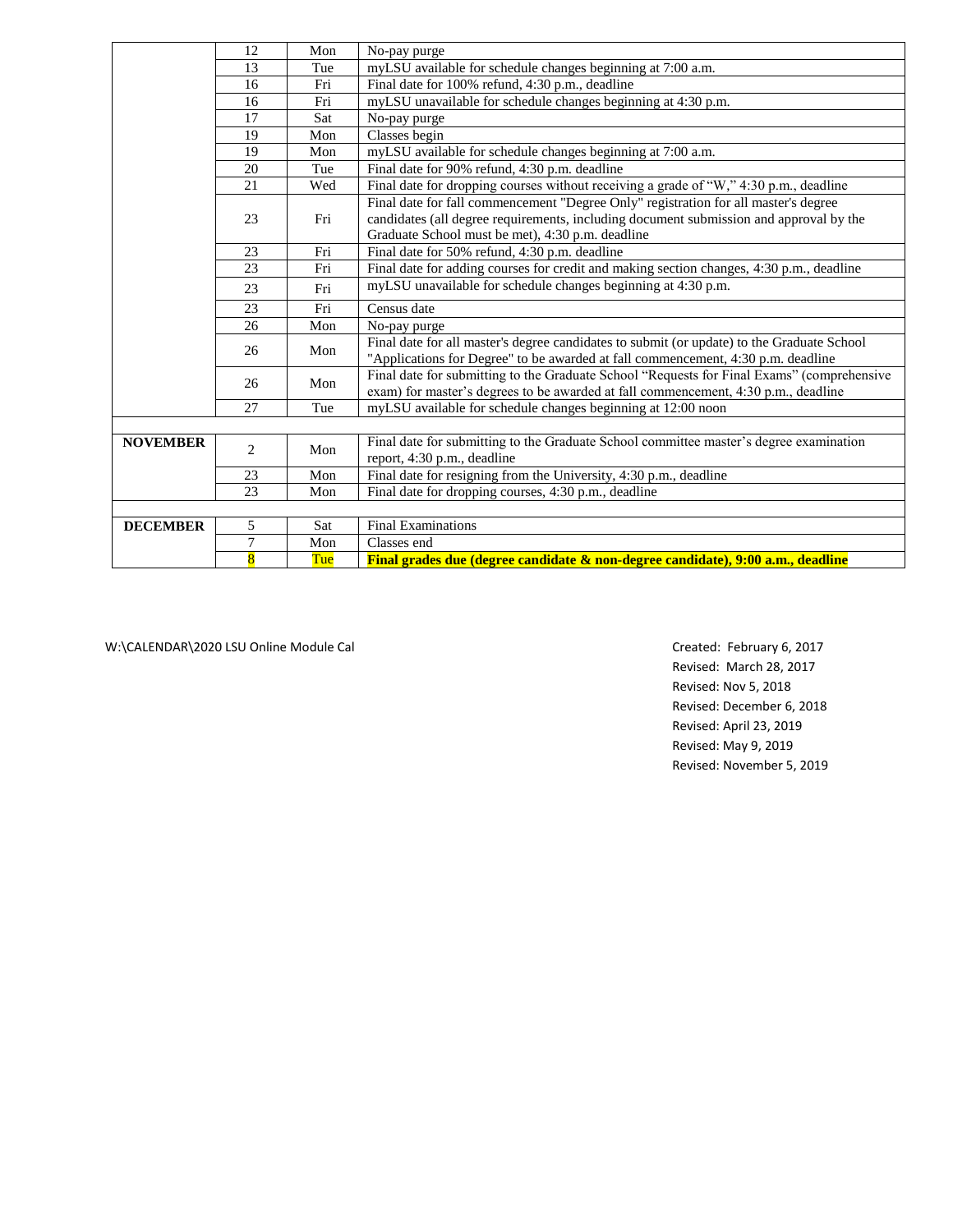| | | | |
|---|---|---|---|
| | 12 | Mon | No-pay purge |
| | 13 | Tue | myLSU available for schedule changes beginning at 7:00 a.m. |
| | 16 | Fri | Final date for 100% refund, 4:30 p.m., deadline |
| | 16 | Fri | myLSU unavailable for schedule changes beginning at 4:30 p.m. |
| | 17 | Sat | No-pay purge |
| | 19 | Mon | Classes begin |
| | 19 | Mon | myLSU available for schedule changes beginning at 7:00 a.m. |
| | 20 | Tue | Final date for 90% refund, 4:30 p.m. deadline |
| | 21 | Wed | Final date for dropping courses without receiving a grade of "W," 4:30 p.m., deadline |
| | 23 | Fri | Final date for fall commencement "Degree Only" registration for all master's degree candidates (all degree requirements, including document submission and approval by the Graduate School must be met), 4:30 p.m. deadline |
| | 23 | Fri | Final date for 50% refund, 4:30 p.m. deadline |
| | 23 | Fri | Final date for adding courses for credit and making section changes, 4:30 p.m., deadline |
| | 23 | Fri | myLSU unavailable for schedule changes beginning at 4:30 p.m. |
| | 23 | Fri | Census date |
| | 26 | Mon | No-pay purge |
| | 26 | Mon | Final date for all master's degree candidates to submit (or update) to the Graduate School "Applications for Degree" to be awarded at fall commencement, 4:30 p.m. deadline |
| | 26 | Mon | Final date for submitting to the Graduate School "Requests for Final Exams" (comprehensive exam) for master's degrees to be awarded at fall commencement, 4:30 p.m., deadline |
| | 27 | Tue | myLSU available for schedule changes beginning at 12:00 noon |
| | | | |
| **NOVEMBER** | 2 | Mon | Final date for submitting to the Graduate School committee master's degree examination report, 4:30 p.m., deadline |
| | 23 | Mon | Final date for resigning from the University, 4:30 p.m., deadline |
| | 23 | Mon | Final date for dropping courses, 4:30 p.m., deadline |
| | | | |
| **DECEMBER** | 5 | Sat | Final Examinations |
| | 7 | Mon | Classes end |
| | 8 | Tue | **Final grades due (degree candidate & non-degree candidate), 9:00 a.m., deadline** |

W:\CALENDAR\2020 LSU Online Module Cal

Created: February 6, 2017
Revised: March 28, 2017
Revised: Nov 5, 2018
Revised: December 6, 2018
Revised: April 23, 2019
Revised: May 9, 2019
Revised: November 5, 2019